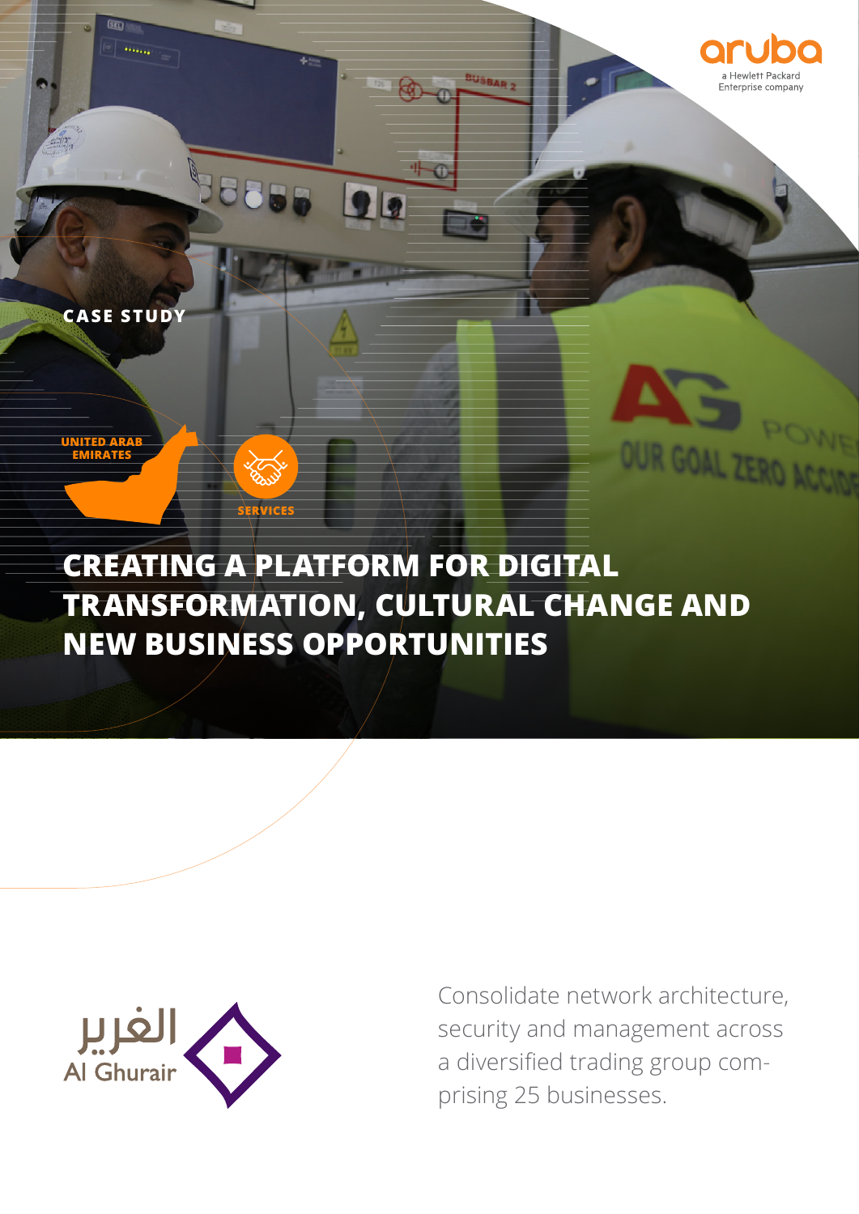aruba
a Hewlett Packard Enterprise company

CASE STUDY

UNITED ARAB EMIRATES

SERVICES

# CREATING A PLATFORM FOR DIGITAL TRANSFORMATION, CULTURAL CHANGE AND NEW BUSINESS OPPORTUNITIES

الغرير
Al Ghurair

Consolidate network architecture, security and management across a diversified trading group comprising 25 businesses.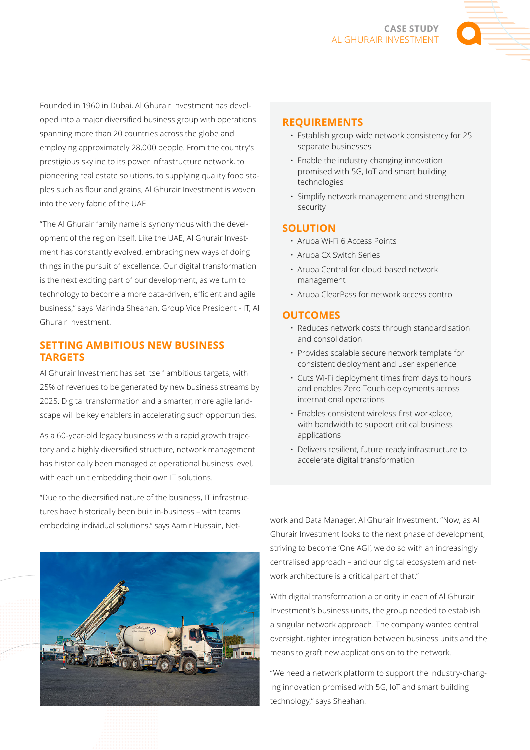Founded in 1960 in Dubai, Al Ghurair Investment has developed into a major diversified business group with operations spanning more than 20 countries across the globe and employing approximately 28,000 people. From the country's prestigious skyline to its power infrastructure network, to pioneering real estate solutions, to supplying quality food staples such as flour and grains, Al Ghurair Investment is woven into the very fabric of the UAE.

"The Al Ghurair family name is synonymous with the development of the region itself. Like the UAE, Al Ghurair Investment has constantly evolved, embracing new ways of doing things in the pursuit of excellence. Our digital transformation is the next exciting part of our development, as we turn to technology to become a more data-driven, efficient and agile business," says Marinda Sheahan, Group Vice President - IT, Al Ghurair Investment.

## SETTING AMBITIOUS NEW BUSINESS TARGETS

Al Ghurair Investment has set itself ambitious targets, with 25% of revenues to be generated by new business streams by 2025. Digital transformation and a smarter, more agile landscape will be key enablers in accelerating such opportunities.

As a 60-year-old legacy business with a rapid growth trajectory and a highly diversified structure, network management has historically been managed at operational business level, with each unit embedding their own IT solutions.

"Due to the diversified nature of the business, IT infrastructures have historically been built in-business – with teams embedding individual solutions," says Aamir Hussain, Network and Data Manager, Al Ghurair Investment. "Now, as Al Ghurair Investment looks to the next phase of development, striving to become 'One AGI', we do so with an increasingly centralised approach – and our digital ecosystem and network architecture is a critical part of that."

With digital transformation a priority in each of Al Ghurair Investment's business units, the group needed to establish a singular network approach. The company wanted central oversight, tighter integration between business units and the means to graft new applications on to the network.

"We need a network platform to support the industry-changing innovation promised with 5G, IoT and smart building technology," says Sheahan.

## REQUIREMENTS

- Establish group-wide network consistency for 25 separate businesses
- Enable the industry-changing innovation promised with 5G, IoT and smart building technologies
- Simplify network management and strengthen security

## SOLUTION

- Aruba Wi-Fi 6 Access Points
- Aruba CX Switch Series
- Aruba Central for cloud-based network management
- Aruba ClearPass for network access control

## OUTCOMES

- Reduces network costs through standardisation and consolidation
- Provides scalable secure network template for consistent deployment and user experience
- Cuts Wi-Fi deployment times from days to hours and enables Zero Touch deployments across international operations
- Enables consistent wireless-first workplace, with bandwidth to support critical business applications
- Delivers resilient, future-ready infrastructure to accelerate digital transformation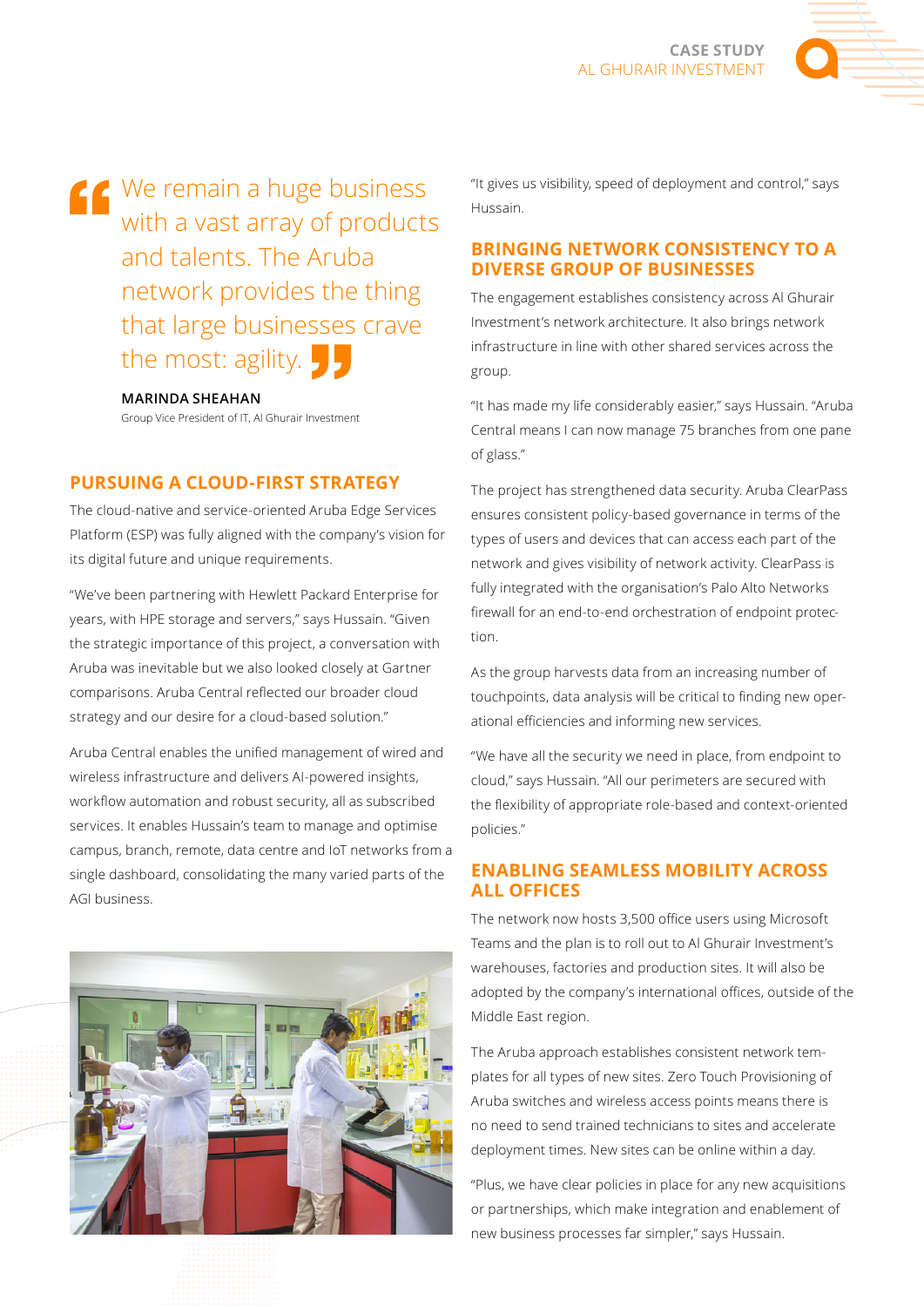> We remain a huge business with a vast array of products and talents. The Aruba network provides the thing that large businesses crave the most: agility.

**MARINDA SHEAHAN**
Group Vice President of IT, Al Ghurair Investment

## PURSUING A CLOUD-FIRST STRATEGY

The cloud-native and service-oriented Aruba Edge Services Platform (ESP) was fully aligned with the company's vision for its digital future and unique requirements.

"We've been partnering with Hewlett Packard Enterprise for years, with HPE storage and servers," says Hussain. "Given the strategic importance of this project, a conversation with Aruba was inevitable but we also looked closely at Gartner comparisons. Aruba Central reflected our broader cloud strategy and our desire for a cloud-based solution."

Aruba Central enables the unified management of wired and wireless infrastructure and delivers AI-powered insights, workflow automation and robust security, all as subscribed services. It enables Hussain's team to manage and optimise campus, branch, remote, data centre and IoT networks from a single dashboard, consolidating the many varied parts of the AGI business.

"It gives us visibility, speed of deployment and control," says Hussain.

## BRINGING NETWORK CONSISTENCY TO A DIVERSE GROUP OF BUSINESSES

The engagement establishes consistency across Al Ghurair Investment's network architecture. It also brings network infrastructure in line with other shared services across the group.

"It has made my life considerably easier," says Hussain. "Aruba Central means I can now manage 75 branches from one pane of glass."

The project has strengthened data security. Aruba ClearPass ensures consistent policy-based governance in terms of the types of users and devices that can access each part of the network and gives visibility of network activity. ClearPass is fully integrated with the organisation's Palo Alto Networks firewall for an end-to-end orchestration of endpoint protection.

As the group harvests data from an increasing number of touchpoints, data analysis will be critical to finding new operational efficiencies and informing new services.

"We have all the security we need in place, from endpoint to cloud," says Hussain. "All our perimeters are secured with the flexibility of appropriate role-based and context-oriented policies."

## ENABLING SEAMLESS MOBILITY ACROSS ALL OFFICES

The network now hosts 3,500 office users using Microsoft Teams and the plan is to roll out to Al Ghurair Investment's warehouses, factories and production sites. It will also be adopted by the company's international offices, outside of the Middle East region.

The Aruba approach establishes consistent network templates for all types of new sites. Zero Touch Provisioning of Aruba switches and wireless access points means there is no need to send trained technicians to sites and accelerate deployment times. New sites can be online within a day.

"Plus, we have clear policies in place for any new acquisitions or partnerships, which make integration and enablement of new business processes far simpler," says Hussain.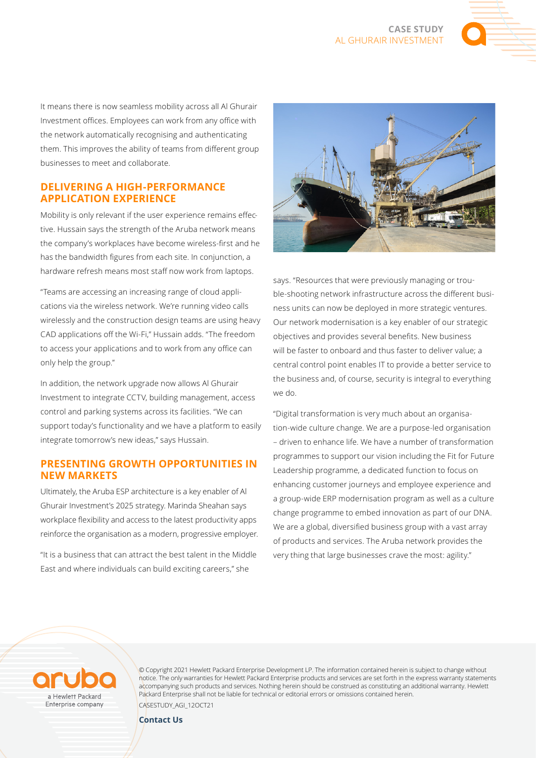It means there is now seamless mobility across all Al Ghurair Investment offices. Employees can work from any office with the network automatically recognising and authenticating them. This improves the ability of teams from different group businesses to meet and collaborate.

## DELIVERING A HIGH-PERFORMANCE APPLICATION EXPERIENCE

Mobility is only relevant if the user experience remains effective. Hussain says the strength of the Aruba network means the company's workplaces have become wireless-first and he has the bandwidth figures from each site. In conjunction, a hardware refresh means most staff now work from laptops.

"Teams are accessing an increasing range of cloud applications via the wireless network. We're running video calls wirelessly and the construction design teams are using heavy CAD applications off the Wi-Fi," Hussain adds. "The freedom to access your applications and to work from any office can only help the group."

In addition, the network upgrade now allows Al Ghurair Investment to integrate CCTV, building management, access control and parking systems across its facilities. "We can support today's functionality and we have a platform to easily integrate tomorrow's new ideas," says Hussain.

## PRESENTING GROWTH OPPORTUNITIES IN NEW MARKETS

Ultimately, the Aruba ESP architecture is a key enabler of Al Ghurair Investment's 2025 strategy. Marinda Sheahan says workplace flexibility and access to the latest productivity apps reinforce the organisation as a modern, progressive employer.

"It is a business that can attract the best talent in the Middle East and where individuals can build exciting careers," she says. "Resources that were previously managing or trouble-shooting network infrastructure across the different business units can now be deployed in more strategic ventures. Our network modernisation is a key enabler of our strategic objectives and provides several benefits. New business will be faster to onboard and thus faster to deliver value; a central control point enables IT to provide a better service to the business and, of course, security is integral to everything we do.

"Digital transformation is very much about an organisation-wide culture change. We are a purpose-led organisation – driven to enhance life. We have a number of transformation programmes to support our vision including the Fit for Future Leadership programme, a dedicated function to focus on enhancing customer journeys and employee experience and a group-wide ERP modernisation program as well as a culture change programme to embed innovation as part of our DNA. We are a global, diversified business group with a vast array of products and services. The Aruba network provides the very thing that large businesses crave the most: agility."

aruba
a Hewlett Packard Enterprise company

© Copyright 2021 Hewlett Packard Enterprise Development LP. The information contained herein is subject to change without notice. The only warranties for Hewlett Packard Enterprise products and services are set forth in the express warranty statements accompanying such products and services. Nothing herein should be construed as constituting an additional warranty. Hewlett Packard Enterprise shall not be liable for technical or editorial errors or omissions contained herein.

CASESTUDY_AGI_12OCT21

**Contact Us**